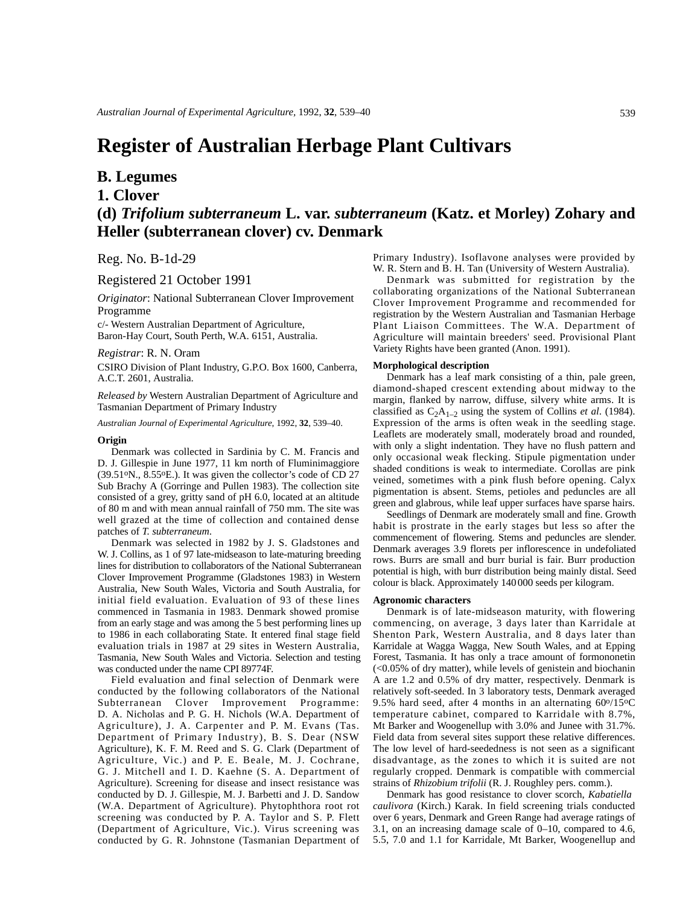# Register of Australian Herbage Plant Cultivars

## B. Legumes

## 1. Clover

## (d) *Trifolium subterraneum* L. var. *subterraneum* (Katz. et Morley) Zohary and Heller (subterranean clover) cv. Denmark

Reg. No. B-1d-29

Registered 21 October 1991

*Originator*: National Subterranean Clover Improvement Programme

c/- Western Australian Department of Agriculture, Baron-Hay Court, South Perth, W.A. 6151, Australia.

*Registrar*: R. N. Oram

CSIRO Division of Plant Industry, G.P.O. Box 1600, Canberra, A.C.T. 2601, Australia.

*Released by* Western Australian Department of Agriculture and Tasmanian Department of Primary Industry

*Australian Journal of Experimental Agriculture*, 1992, **32**, 539–40.

**Origin**

Denmark was collected in Sardinia by C. M. Francis and D. J. Gillespie in June 1977, 11 km north of Fluminimaggiore (39.51°N., 8.55°E.). It was given the collector's code of CD 27 Sub Brachy A (Gorringe and Pullen 1983). The collection site consisted of a grey, gritty sand of pH 6.0, located at an altitude of 80 m and with mean annual rainfall of 750 mm. The site was well grazed at the time of collection and contained dense patches of *T. subterraneum*.

Denmark was selected in 1982 by J. S. Gladstones and W. J. Collins, as 1 of 97 late-midseason to late-maturing breeding lines for distribution to collaborators of the National Subterranean Clover Improvement Programme (Gladstones 1983) in Western Australia, New South Wales, Victoria and South Australia, for initial field evaluation. Evaluation of 93 of these lines commenced in Tasmania in 1983. Denmark showed promise from an early stage and was among the 5 best performing lines up to 1986 in each collaborating State. It entered final stage field evaluation trials in 1987 at 29 sites in Western Australia, Tasmania, New South Wales and Victoria. Selection and testing was conducted under the name CPI 89774F.

Field evaluation and final selection of Denmark were conducted by the following collaborators of the National Subterranean Clover Improvement Programme: D. A. Nicholas and P. G. H. Nichols (W.A. Department of Agriculture), J. A. Carpenter and P. M. Evans (Tas. Department of Primary Industry), B. S. Dear (NSW Agriculture), K. F. M. Reed and S. G. Clark (Department of Agriculture, Vic.) and P. E. Beale, M. J. Cochrane, G. J. Mitchell and I. D. Kaehne (S. A. Department of Agriculture). Screening for disease and insect resistance was conducted by D. J. Gillespie, M. J. Barbetti and J. D. Sandow (W.A. Department of Agriculture). Phytophthora root rot screening was conducted by P. A. Taylor and S. P. Flett (Department of Agriculture, Vic.). Virus screening was conducted by G. R. Johnstone (Tasmanian Department of Primary Industry). Isoflavone analyses were provided by W. R. Stern and B. H. Tan (University of Western Australia).

Denmark was submitted for registration by the collaborating organizations of the National Subterranean Clover Improvement Programme and recommended for registration by the Western Australian and Tasmanian Herbage Plant Liaison Committees. The W.A. Department of Agriculture will maintain breeders' seed. Provisional Plant Variety Rights have been granted (Anon. 1991).

**Morphological description**

Denmark has a leaf mark consisting of a thin, pale green, diamond-shaped crescent extending about midway to the margin, flanked by narrow, diffuse, silvery white arms. It is classified as $C_2A_{1-2}$ using the system of Collins *et al*. (1984). Expression of the arms is often weak in the seedling stage. Leaflets are moderately small, moderately broad and rounded, with only a slight indentation. They have no flush pattern and only occasional weak flecking. Stipule pigmentation under shaded conditions is weak to intermediate. Corollas are pink veined, sometimes with a pink flush before opening. Calyx pigmentation is absent. Stems, petioles and peduncles are all green and glabrous, while leaf upper surfaces have sparse hairs.

Seedlings of Denmark are moderately small and fine. Growth habit is prostrate in the early stages but less so after the commencement of flowering. Stems and peduncles are slender. Denmark averages 3.9 florets per inflorescence in undefoliated rows. Burrs are small and burr burial is fair. Burr production potential is high, with burr distribution being mainly distal. Seed colour is black. Approximately 140 000 seeds per kilogram.

**Agronomic characters**

Denmark is of late-midseason maturity, with flowering commencing, on average, 3 days later than Karridale at Shenton Park, Western Australia, and 8 days later than Karridale at Wagga Wagga, New South Wales, and at Epping Forest, Tasmania. It has only a trace amount of formononetin (<0.05% of dry matter), while levels of genistein and biochanin A are 1.2 and 0.5% of dry matter, respectively. Denmark is relatively soft-seeded. In 3 laboratory tests, Denmark averaged 9.5% hard seed, after 4 months in an alternating 60°/15°C temperature cabinet, compared to Karridale with 8.7%, Mt Barker and Woogenellup with 3.0% and Junee with 31.7%. Field data from several sites support these relative differences. The low level of hard-seededness is not seen as a significant disadvantage, as the zones to which it is suited are not regularly cropped. Denmark is compatible with commercial strains of *Rhizobium trifolii* (R. J. Roughley pers. comm.).

Denmark has good resistance to clover scorch, *Kabatiella caulivora* (Kirch.) Karak. In field screening trials conducted over 6 years, Denmark and Green Range had average ratings of 3.1, on an increasing damage scale of 0–10, compared to 4.6, 5.5, 7.0 and 1.1 for Karridale, Mt Barker, Woogenellup and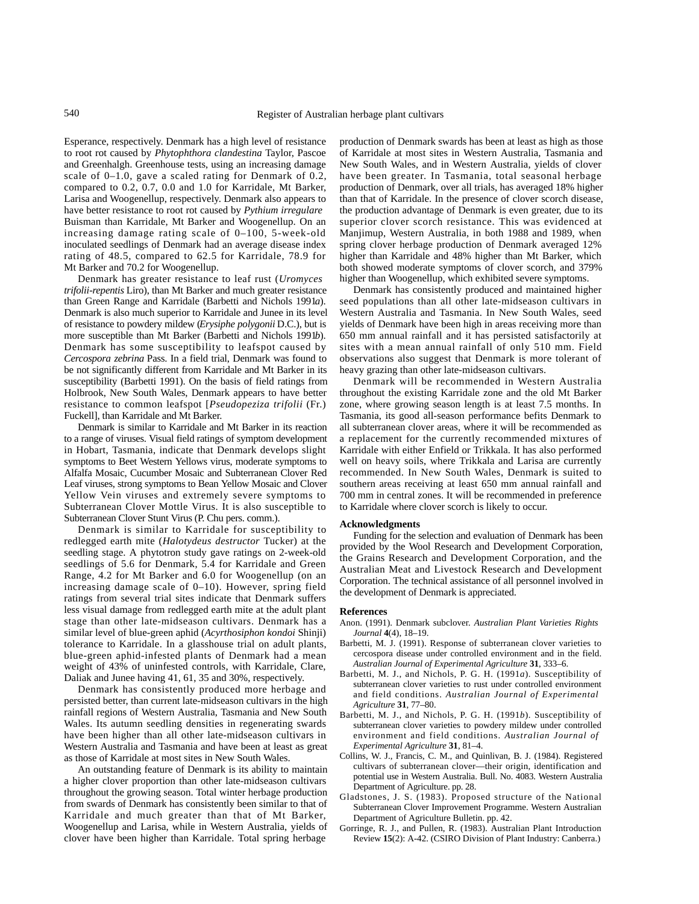Esperance, respectively. Denmark has a high level of resistance to root rot caused by *Phytophthora clandestina* Taylor, Pascoe and Greenhalgh. Greenhouse tests, using an increasing damage scale of 0–1.0, gave a scaled rating for Denmark of 0.2, compared to 0.2, 0.7, 0.0 and 1.0 for Karridale, Mt Barker, Larisa and Woogenellup, respectively. Denmark also appears to have better resistance to root rot caused by *Pythium irregulare* Buisman than Karridale, Mt Barker and Woogenellup. On an increasing damage rating scale of 0–100, 5-week-old inoculated seedlings of Denmark had an average disease index rating of 48.5, compared to 62.5 for Karridale, 78.9 for Mt Barker and 70.2 for Woogenellup.

Denmark has greater resistance to leaf rust (*Uromyces trifolii-repentis* Liro), than Mt Barker and much greater resistance than Green Range and Karridale (Barbetti and Nichols 1991*a*). Denmark is also much superior to Karridale and Junee in its level of resistance to powdery mildew (*Erysiphe polygonii* D.C.), but is more susceptible than Mt Barker (Barbetti and Nichols 1991*b*). Denmark has some susceptibility to leafspot caused by *Cercospora zebrina* Pass. In a field trial, Denmark was found to be not significantly different from Karridale and Mt Barker in its susceptibility (Barbetti 1991). On the basis of field ratings from Holbrook, New South Wales, Denmark appears to have better resistance to common leafspot [*Pseudopeziza trifolii* (Fr.) Fuckell], than Karridale and Mt Barker.

Denmark is similar to Karridale and Mt Barker in its reaction to a range of viruses. Visual field ratings of symptom development in Hobart, Tasmania, indicate that Denmark develops slight symptoms to Beet Western Yellows virus, moderate symptoms to Alfalfa Mosaic, Cucumber Mosaic and Subterranean Clover Red Leaf viruses, strong symptoms to Bean Yellow Mosaic and Clover Yellow Vein viruses and extremely severe symptoms to Subterranean Clover Mottle Virus. It is also susceptible to Subterranean Clover Stunt Virus (P. Chu pers. comm.).

Denmark is similar to Karridale for susceptibility to redlegged earth mite (*Halotydeus destructor* Tucker) at the seedling stage. A phytotron study gave ratings on 2-week-old seedlings of 5.6 for Denmark, 5.4 for Karridale and Green Range, 4.2 for Mt Barker and 6.0 for Woogenellup (on an increasing damage scale of 0–10). However, spring field ratings from several trial sites indicate that Denmark suffers less visual damage from redlegged earth mite at the adult plant stage than other late-midseason cultivars. Denmark has a similar level of blue-green aphid (*Acyrthosiphon kondoi* Shinji) tolerance to Karridale. In a glasshouse trial on adult plants, blue-green aphid-infested plants of Denmark had a mean weight of 43% of uninfested controls, with Karridale, Clare, Daliak and Junee having 41, 61, 35 and 30%, respectively.

Denmark has consistently produced more herbage and persisted better, than current late-midseason cultivars in the high rainfall regions of Western Australia, Tasmania and New South Wales. Its autumn seedling densities in regenerating swards have been higher than all other late-midseason cultivars in Western Australia and Tasmania and have been at least as great as those of Karridale at most sites in New South Wales.

An outstanding feature of Denmark is its ability to maintain a higher clover proportion than other late-midseason cultivars throughout the growing season. Total winter herbage production from swards of Denmark has consistently been similar to that of Karridale and much greater than that of Mt Barker, Woogenellup and Larisa, while in Western Australia, yields of clover have been higher than Karridale. Total spring herbage production of Denmark swards has been at least as high as those of Karridale at most sites in Western Australia, Tasmania and New South Wales, and in Western Australia, yields of clover have been greater. In Tasmania, total seasonal herbage production of Denmark, over all trials, has averaged 18% higher than that of Karridale. In the presence of clover scorch disease, the production advantage of Denmark is even greater, due to its superior clover scorch resistance. This was evidenced at Manjimup, Western Australia, in both 1988 and 1989, when spring clover herbage production of Denmark averaged 12% higher than Karridale and 48% higher than Mt Barker, which both showed moderate symptoms of clover scorch, and 379% higher than Woogenellup, which exhibited severe symptoms.

Denmark has consistently produced and maintained higher seed populations than all other late-midseason cultivars in Western Australia and Tasmania. In New South Wales, seed yields of Denmark have been high in areas receiving more than 650 mm annual rainfall and it has persisted satisfactorily at sites with a mean annual rainfall of only 510 mm. Field observations also suggest that Denmark is more tolerant of heavy grazing than other late-midseason cultivars.

Denmark will be recommended in Western Australia throughout the existing Karridale zone and the old Mt Barker zone, where growing season length is at least 7.5 months. In Tasmania, its good all-season performance befits Denmark to all subterranean clover areas, where it will be recommended as a replacement for the currently recommended mixtures of Karridale with either Enfield or Trikkala. It has also performed well on heavy soils, where Trikkala and Larisa are currently recommended. In New South Wales, Denmark is suited to southern areas receiving at least 650 mm annual rainfall and 700 mm in central zones. It will be recommended in preference to Karridale where clover scorch is likely to occur.

### Acknowledgments

Funding for the selection and evaluation of Denmark has been provided by the Wool Research and Development Corporation, the Grains Research and Development Corporation, and the Australian Meat and Livestock Research and Development Corporation. The technical assistance of all personnel involved in the development of Denmark is appreciated.

### References

Anon. (1991). Denmark subclover. *Australian Plant Varieties Rights Journal* **4**(4), 18–19.

Barbetti, M. J. (1991). Response of subterranean clover varieties to cercospora disease under controlled environment and in the field. *Australian Journal of Experimental Agriculture* **31**, 333–6.

Barbetti, M. J., and Nichols, P. G. H. (1991*a*). Susceptibility of subterranean clover varieties to rust under controlled environment and field conditions. *Australian Journal of Experimental Agriculture* **31**, 77–80.

Barbetti, M. J., and Nichols, P. G. H. (1991*b*). Susceptibility of subterranean clover varieties to powdery mildew under controlled environment and field conditions. *Australian Journal of Experimental Agriculture* **31**, 81–4.

Collins, W. J., Francis, C. M., and Quinlivan, B. J. (1984). Registered cultivars of subterranean clover—their origin, identification and potential use in Western Australia. Bull. No. 4083. Western Australia Department of Agriculture. pp. 28.

Gladstones, J. S. (1983). Proposed structure of the National Subterranean Clover Improvement Programme. Western Australian Department of Agriculture Bulletin. pp. 42.

Gorringe, R. J., and Pullen, R. (1983). Australian Plant Introduction Review **15**(2): A-42. (CSIRO Division of Plant Industry: Canberra.)